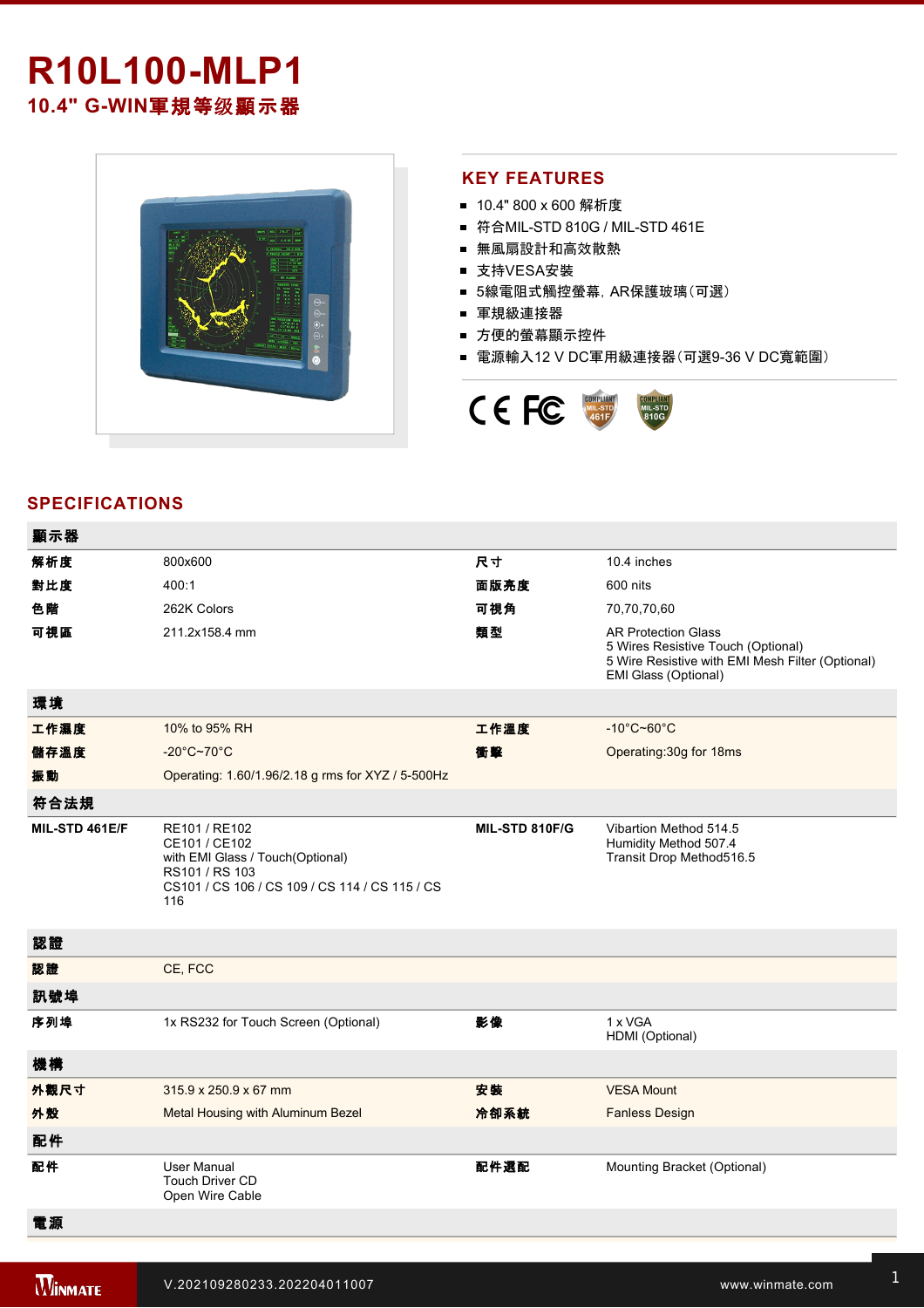# R10L100-MLP1

## 10.4" G-WIN軍規等级顯示器

## KEY FEATURES

- 10.4" 800 x 600 解析度
- 符合MIL-STD 810G / MIL-STD 461E
- 無風扇設計和高效散熱
- 支持VESA安裝
- 5線電阻式觸控螢幕, AR保護玻璃(可選)
- 軍規級連接器
- 方便的螢幕顯示控件
- 電源輸入12 V DC軍用級連接器(可選9-36 V DC寬範圍)

## SPECIFICATIONS

| 顯示器 | | | |
|---|---|---|---|
| 解析度 | 800x600 | 尺寸 | 10.4 inches |
| 對比度 | 400:1 | 面版亮度 | 600 nits |
| 色階 | 262K Colors | 可視角 | 70,70,70,60 |
| 可視區 | 211.2x158.4 mm | 類型 | AR Protection Glass<br>5 Wires Resistive Touch (Optional)<br>5 Wire Resistive with EMI Mesh Filter (Optional)<br>EMI Glass (Optional) |
| **環境** | | | |
| 工作濕度 | 10% to 95% RH | 工作溫度 | -10°C~60°C |
| 儲存溫度 | -20°C~70°C | 衝擊 | Operating:30g for 18ms |
| 振動 | Operating: 1.60/1.96/2.18 g rms for XYZ / 5-500Hz | | |
| **符合法規** | | | |
| MIL-STD 461E/F | RE101 / RE102<br>CE101 / CE102<br>with EMI Glass / Touch(Optional)<br>RS101 / RS 103<br>CS101 / CS 106 / CS 109 / CS 114 / CS 115 / CS 116 | MIL-STD 810F/G | Vibartion Method 514.5<br>Humidity Method 507.4<br>Transit Drop Method516.5 |
| **認證** | | | |
| 認證 | CE, FCC | | |
| **訊號埠** | | | |
| 序列埠 | 1x RS232 for Touch Screen (Optional) | 影像 | 1 x VGA<br>HDMI (Optional) |
| **機構** | | | |
| 外觀尺寸 | 315.9 x 250.9 x 67 mm | 安裝 | VESA Mount |
| 外殼 | Metal Housing with Aluminum Bezel | 冷卻系統 | Fanless Design |
| **配件** | | | |
| 配件 | User Manual<br>Touch Driver CD<br>Open Wire Cable | 配件選配 | Mounting Bracket (Optional) |
| **電源** | | | |

V.202109280233.202204011007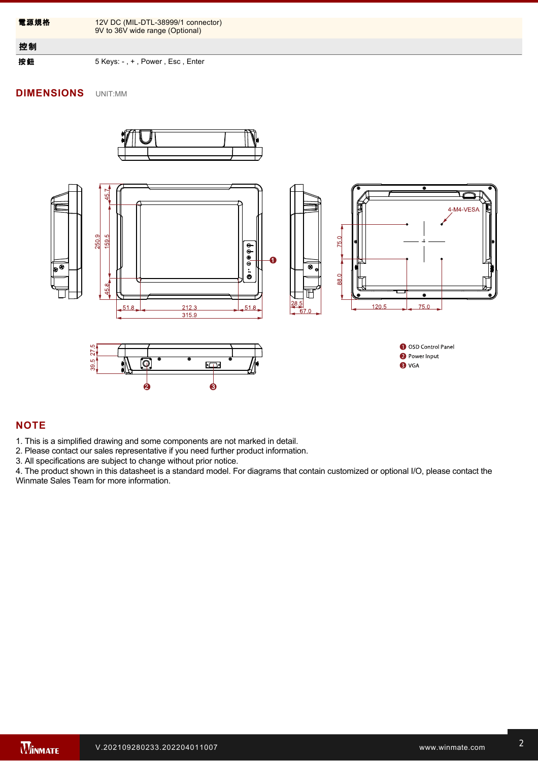| | |
|---|---|
| 電源規格 | 12V DC (MIL-DTL-38999/1 connector)<br>9V to 36V wide range (Optional) |
| **控制** | |
| 按鈕 | 5 Keys: - , + , Power , Esc , Enter |

## DIMENSIONS UNIT:MM

45.7
250.9
159.5
45.8
51.8
212.3
51.8
315.9
28.5
67.0
4-M4-VESA
75.0
88.0
120.5
75.0
27.5
39.5

❶ OSD Control Panel
❷ Power Input
❸ VGA

## NOTE

1. This is a simplified drawing and some components are not marked in detail.
2. Please contact our sales representative if you need further product information.
3. All specifications are subject to change without prior notice.
4. The product shown in this datasheet is a standard model. For diagrams that contain customized or optional I/O, please contact the Winmate Sales Team for more information.